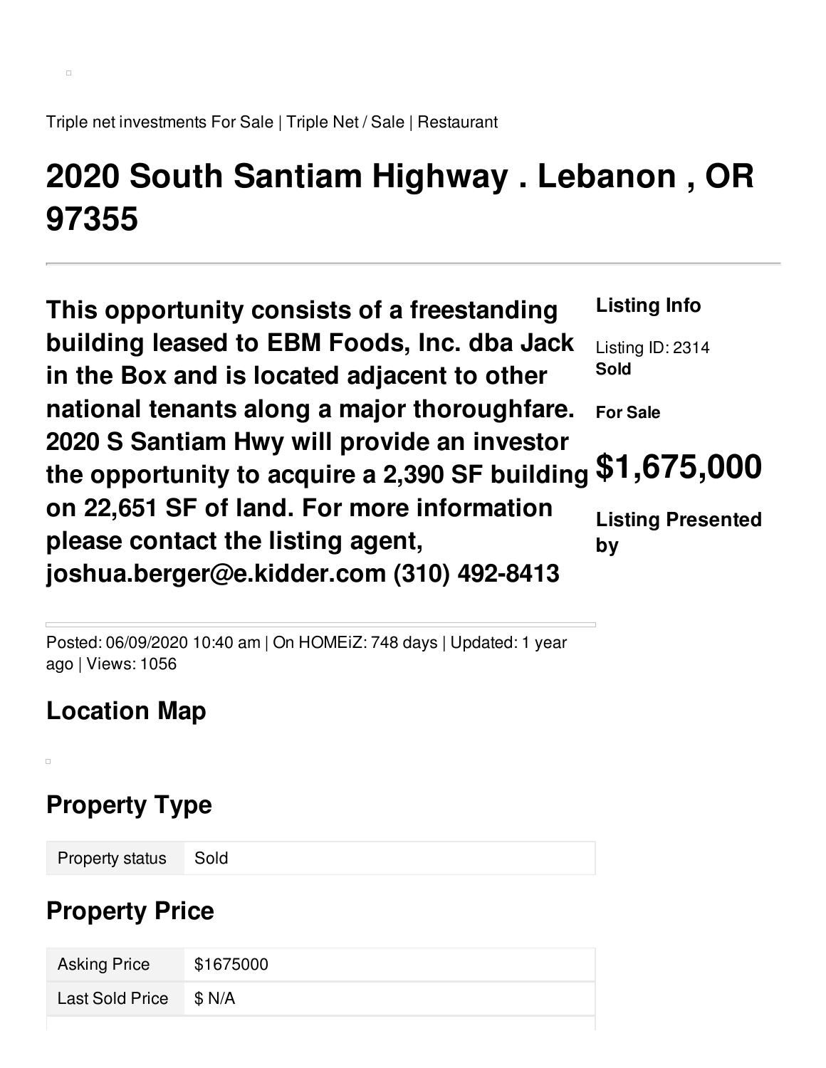Triple net investments For Sale | Triple Net / Sale | Restaurant

# 2020 South Santiam Highway . Lebanon , OR 97355

**This opportunity consists of a freestanding building leased to EBM Foods, Inc. dba Jack in the Box and is located adjacent to other national tenants along a major thoroughfare. 2020 S Santiam Hwy will provide an investor the opportunity to acquire a 2,390 SF building on 22,651 SF of land. For more information please contact the listing agent, joshua.berger@e.kidder.com (310) 492-8413**

**Listing Info**

Listing ID: 2314
**Sold**

**For Sale**

## $1,675,000

**Listing Presented by**

Posted: 06/09/2020 10:40 am | On HOMEiZ: 748 days | Updated: 1 year ago | Views: 1056

## Location Map

## Property Type

| Property status | Sold |
|---|---|

## Property Price

| Asking Price | $1675000 |
|---|---|
| Last Sold Price | $ N/A |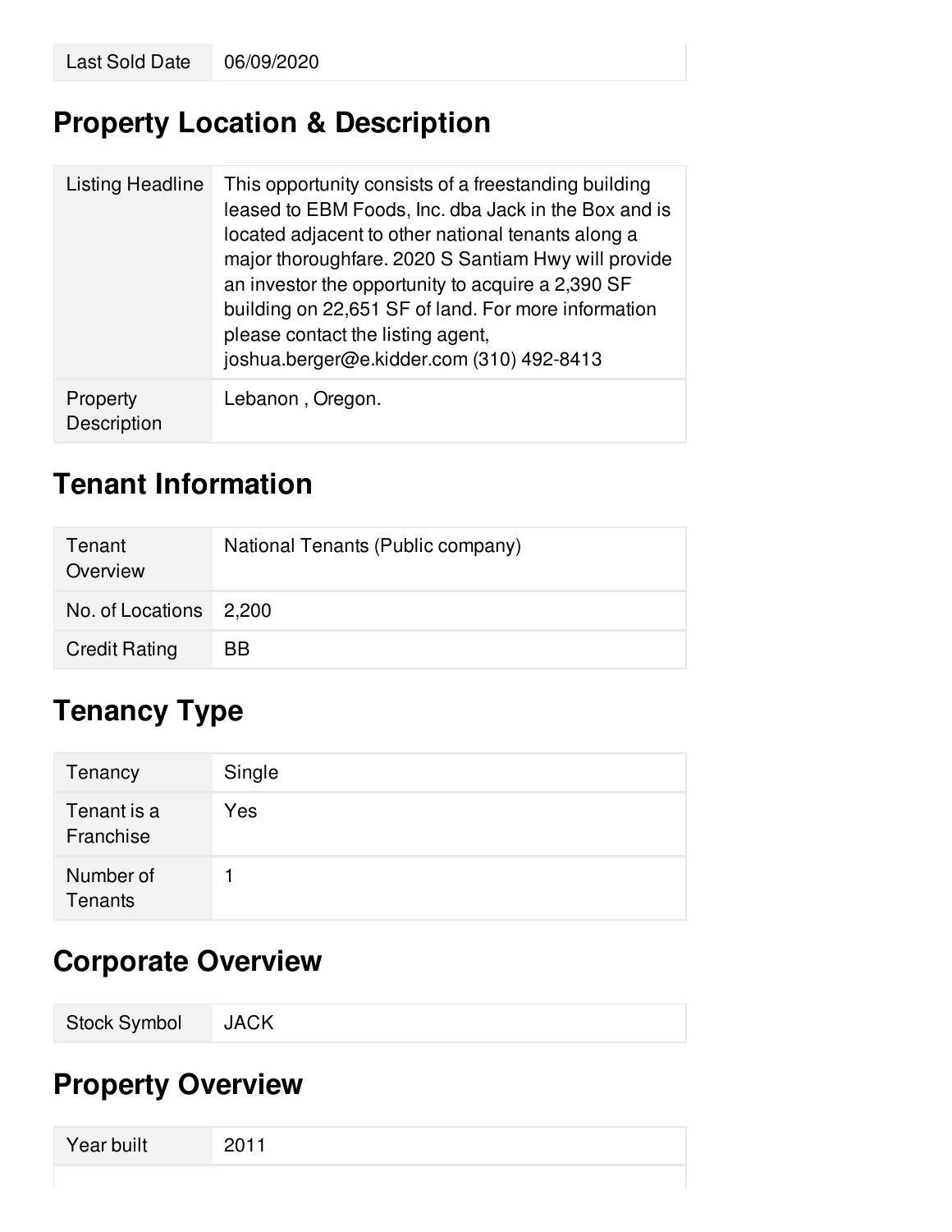| Last Sold Date | 06/09/2020 |
|---|---|

## Property Location & Description

| Listing Headline | This opportunity consists of a freestanding building leased to EBM Foods, Inc. dba Jack in the Box and is located adjacent to other national tenants along a major thoroughfare. 2020 S Santiam Hwy will provide an investor the opportunity to acquire a 2,390 SF building on 22,651 SF of land. For more information please contact the listing agent, joshua.berger@e.kidder.com (310) 492-8413 |
|---|---|
| Property Description | Lebanon , Oregon. |

## Tenant Information

| Tenant Overview | National Tenants (Public company) |
|---|---|
| No. of Locations | 2,200 |
| Credit Rating | BB |

## Tenancy Type

| Tenancy | Single |
|---|---|
| Tenant is a Franchise | Yes |
| Number of Tenants | 1 |

## Corporate Overview

| Stock Symbol | JACK |
|---|---|

## Property Overview

| Year built | 2011 |
|---|---|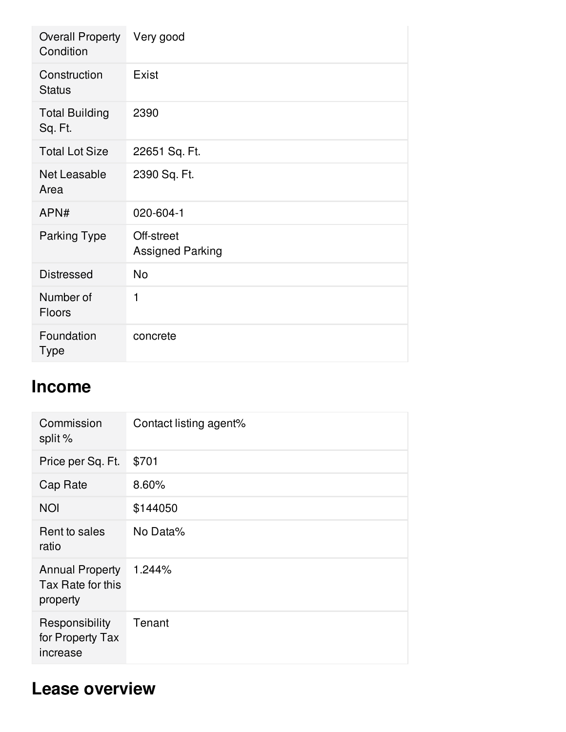| | |
|---|---|
| Overall Property Condition | Very good |
| Construction Status | Exist |
| Total Building Sq. Ft. | 2390 |
| Total Lot Size | 22651 Sq. Ft. |
| Net Leasable Area | 2390 Sq. Ft. |
| APN# | 020-604-1 |
| Parking Type | Off-street<br>Assigned Parking |
| Distressed | No |
| Number of Floors | 1 |
| Foundation Type | concrete |

## Income

| | |
|---|---|
| Commission split % | Contact listing agent% |
| Price per Sq. Ft. | $701 |
| Cap Rate | 8.60% |
| NOI | $144050 |
| Rent to sales ratio | No Data% |
| Annual Property Tax Rate for this property | 1.244% |
| Responsibility for Property Tax increase | Tenant |

## Lease overview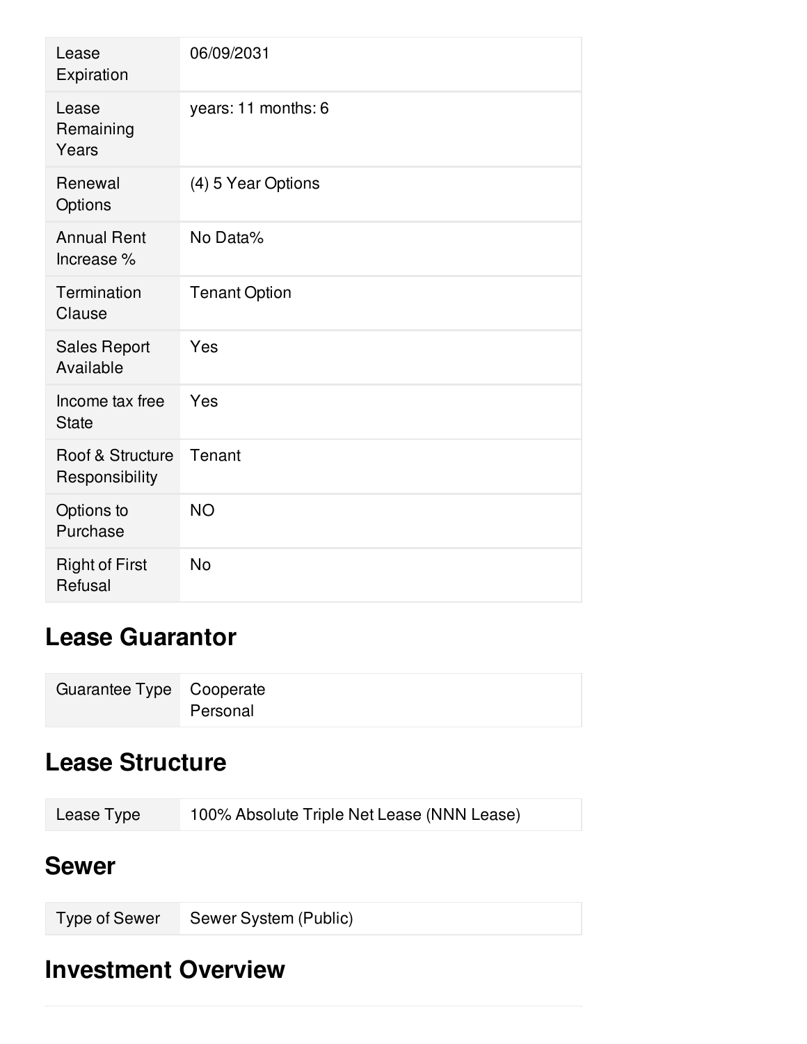| | |
|---|---|
| Lease Expiration | 06/09/2031 |
| Lease Remaining Years | years: 11 months: 6 |
| Renewal Options | (4) 5 Year Options |
| Annual Rent Increase % | No Data% |
| Termination Clause | Tenant Option |
| Sales Report Available | Yes |
| Income tax free State | Yes |
| Roof & Structure Responsibility | Tenant |
| Options to Purchase | NO |
| Right of First Refusal | No |

## Lease Guarantor

| | |
|---|---|
| Guarantee Type | Cooperate<br>Personal |

## Lease Structure

| | |
|---|---|
| Lease Type | 100% Absolute Triple Net Lease (NNN Lease) |

## Sewer

| | |
|---|---|
| Type of Sewer | Sewer System (Public) |

## Investment Overview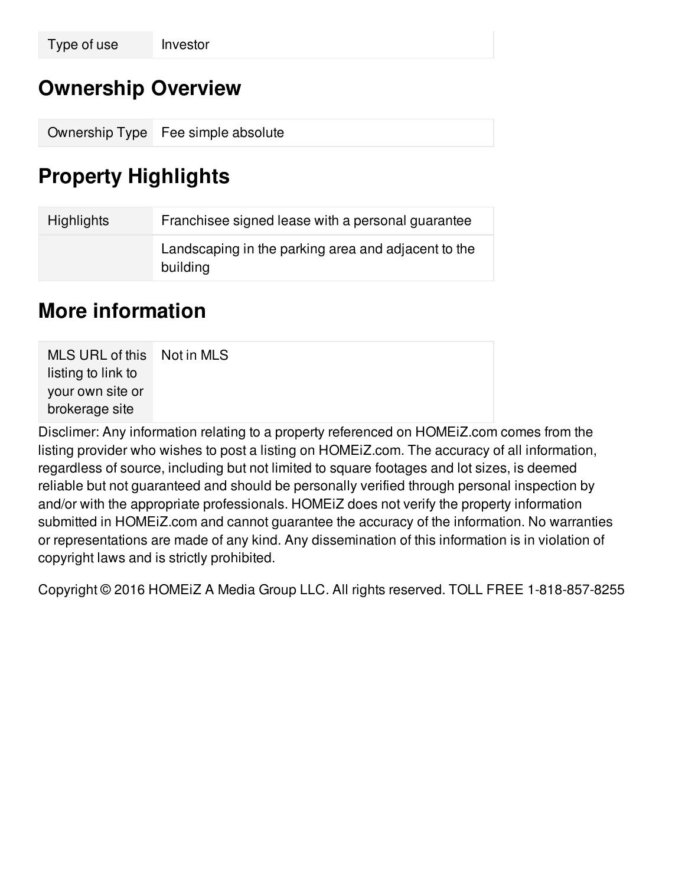| | |
|---|---|
| Type of use | Investor |

## Ownership Overview

| | |
|---|---|
| Ownership Type | Fee simple absolute |

## Property Highlights

| | |
|---|---|
| Highlights | Franchisee signed lease with a personal guarantee |
| | Landscaping in the parking area and adjacent to the building |

## More information

| | |
|---|---|
| MLS URL of this listing to link to your own site or brokerage site | Not in MLS |

Disclimer: Any information relating to a property referenced on HOMEiZ.com comes from the listing provider who wishes to post a listing on HOMEiZ.com. The accuracy of all information, regardless of source, including but not limited to square footages and lot sizes, is deemed reliable but not guaranteed and should be personally verified through personal inspection by and/or with the appropriate professionals. HOMEiZ does not verify the property information submitted in HOMEiZ.com and cannot guarantee the accuracy of the information. No warranties or representations are made of any kind. Any dissemination of this information is in violation of copyright laws and is strictly prohibited.

Copyright © 2016 HOMEiZ A Media Group LLC. All rights reserved. TOLL FREE 1-818-857-8255